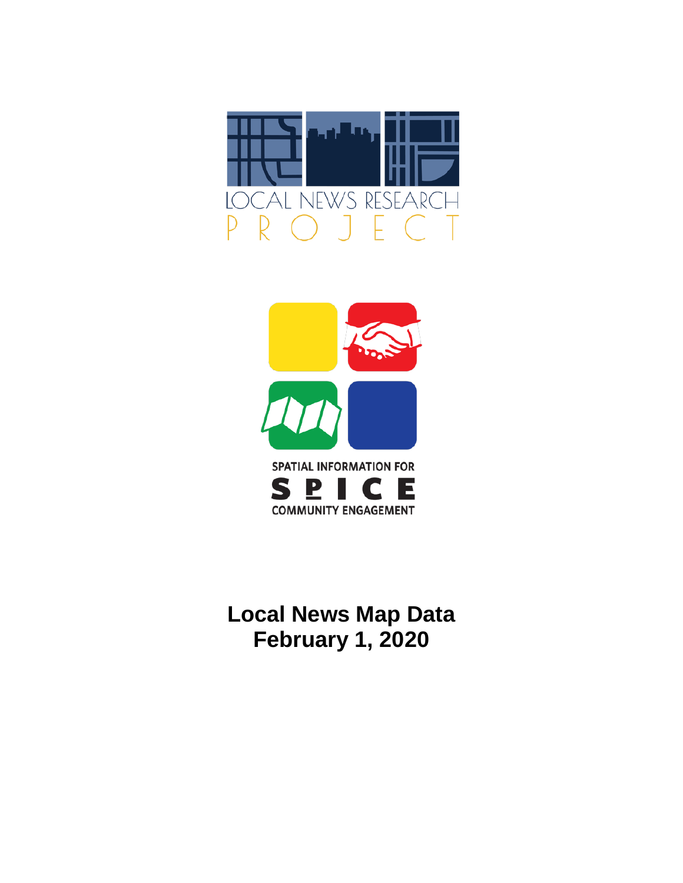LOCAL NEWS RESEARCH PROJECT

SPATIAL INFORMATION FOR COMMUNITY ENGAGEMENT

SPICE

# Local News Map Data
# February 1, 2020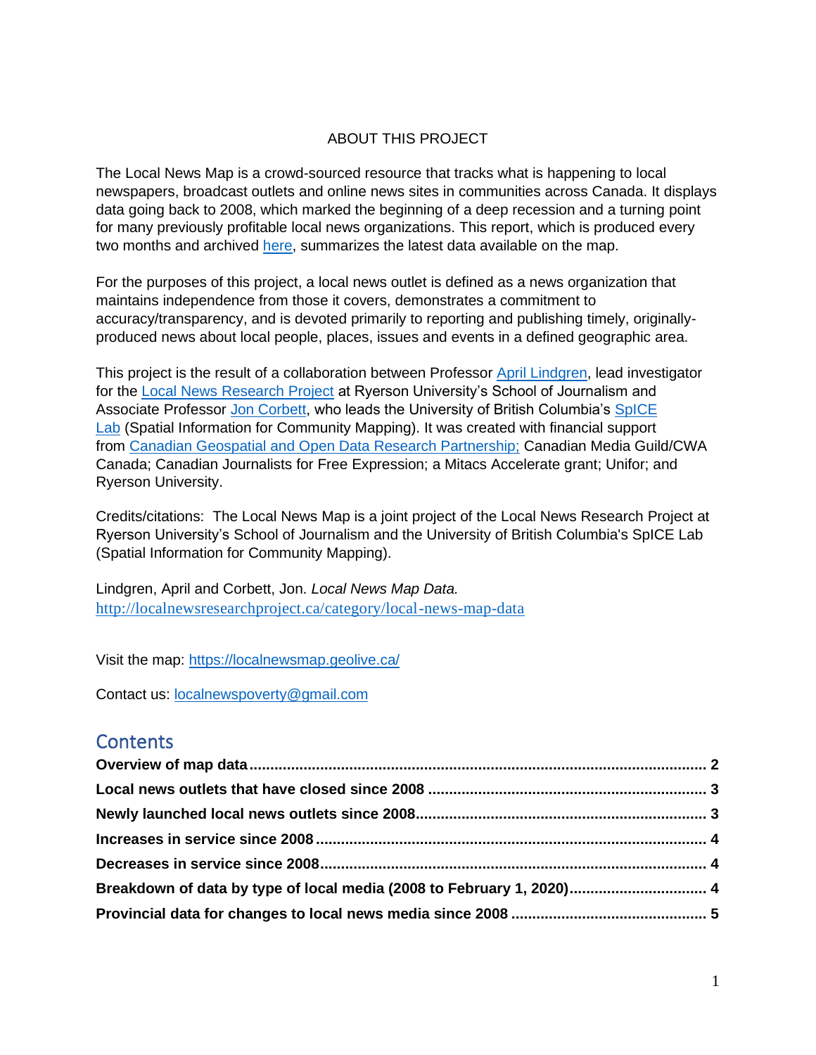ABOUT THIS PROJECT

The Local News Map is a crowd-sourced resource that tracks what is happening to local newspapers, broadcast outlets and online news sites in communities across Canada. It displays data going back to 2008, which marked the beginning of a deep recession and a turning point for many previously profitable local news organizations. This report, which is produced every two months and archived [here](), summarizes the latest data available on the map.

For the purposes of this project, a local news outlet is defined as a news organization that maintains independence from those it covers, demonstrates a commitment to accuracy/transparency, and is devoted primarily to reporting and publishing timely, originally-produced news about local people, places, issues and events in a defined geographic area.

This project is the result of a collaboration between Professor [April Lindgren](), lead investigator for the [Local News Research Project]() at Ryerson University's School of Journalism and Associate Professor [Jon Corbett](), who leads the University of British Columbia's [SpICE Lab]() (Spatial Information for Community Mapping). It was created with financial support from [Canadian Geospatial and Open Data Research Partnership;]() Canadian Media Guild/CWA Canada; Canadian Journalists for Free Expression; a Mitacs Accelerate grant; Unifor; and Ryerson University.

Credits/citations: The Local News Map is a joint project of the Local News Research Project at Ryerson University's School of Journalism and the University of British Columbia's SpICE Lab (Spatial Information for Community Mapping).

Lindgren, April and Corbett, Jon. *Local News Map Data.* [http://localnewsresearchproject.ca/category/local-news-map-data](http://localnewsresearchproject.ca/category/local-news-map-data)

Visit the map: [https://localnewsmap.geolive.ca/](https://localnewsmap.geolive.ca/)

Contact us: [localnewspoverty@gmail.com](mailto:localnewspoverty@gmail.com)

## Contents

**Overview of map data** .... 2
**Local news outlets that have closed since 2008** .... 3
**Newly launched local news outlets since 2008** .... 3
**Increases in service since 2008** .... 4
**Decreases in service since 2008** .... 4
**Breakdown of data by type of local media (2008 to February 1, 2020)** .... 4
**Provincial data for changes to local news media since 2008** .... 5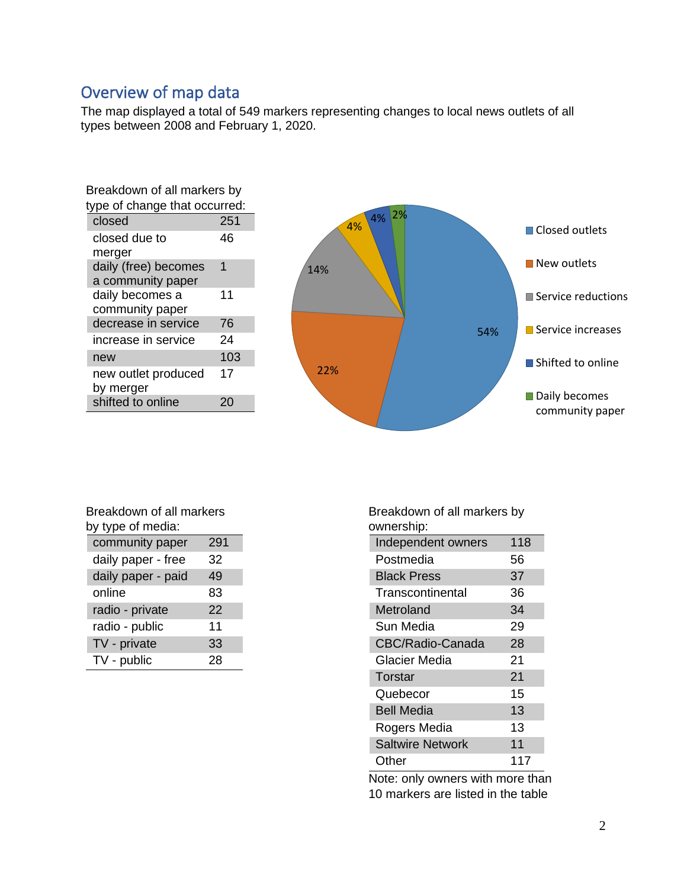## Overview of map data

The map displayed a total of 549 markers representing changes to local news outlets of all types between 2008 and February 1, 2020.

Breakdown of all markers by type of change that occurred:

| | |
|---|---|
| closed | 251 |
| closed due to merger | 46 |
| daily (free) becomes a community paper | 1 |
| daily becomes a community paper | 11 |
| decrease in service | 76 |
| increase in service | 24 |
| new | 103 |
| new outlet produced by merger | 17 |
| shifted to online | 20 |

| Type of change | Share |
|---|---|
| Closed outlets | 54% |
| New outlets | 22% |
| Service reductions | 14% |
| Service increases | 4% |
| Shifted to online | 4% |
| Daily becomes community paper | 2% |

Breakdown of all markers by type of media:

| | |
|---|---|
| community paper | 291 |
| daily paper - free | 32 |
| daily paper - paid | 49 |
| online | 83 |
| radio - private | 22 |
| radio - public | 11 |
| TV - private | 33 |
| TV - public | 28 |

Breakdown of all markers by ownership:

| | |
|---|---|
| Independent owners | 118 |
| Postmedia | 56 |
| Black Press | 37 |
| Transcontinental | 36 |
| Metroland | 34 |
| Sun Media | 29 |
| CBC/Radio-Canada | 28 |
| Glacier Media | 21 |
| Torstar | 21 |
| Quebecor | 15 |
| Bell Media | 13 |
| Rogers Media | 13 |
| Saltwire Network | 11 |
| Other | 117 |

Note: only owners with more than 10 markers are listed in the table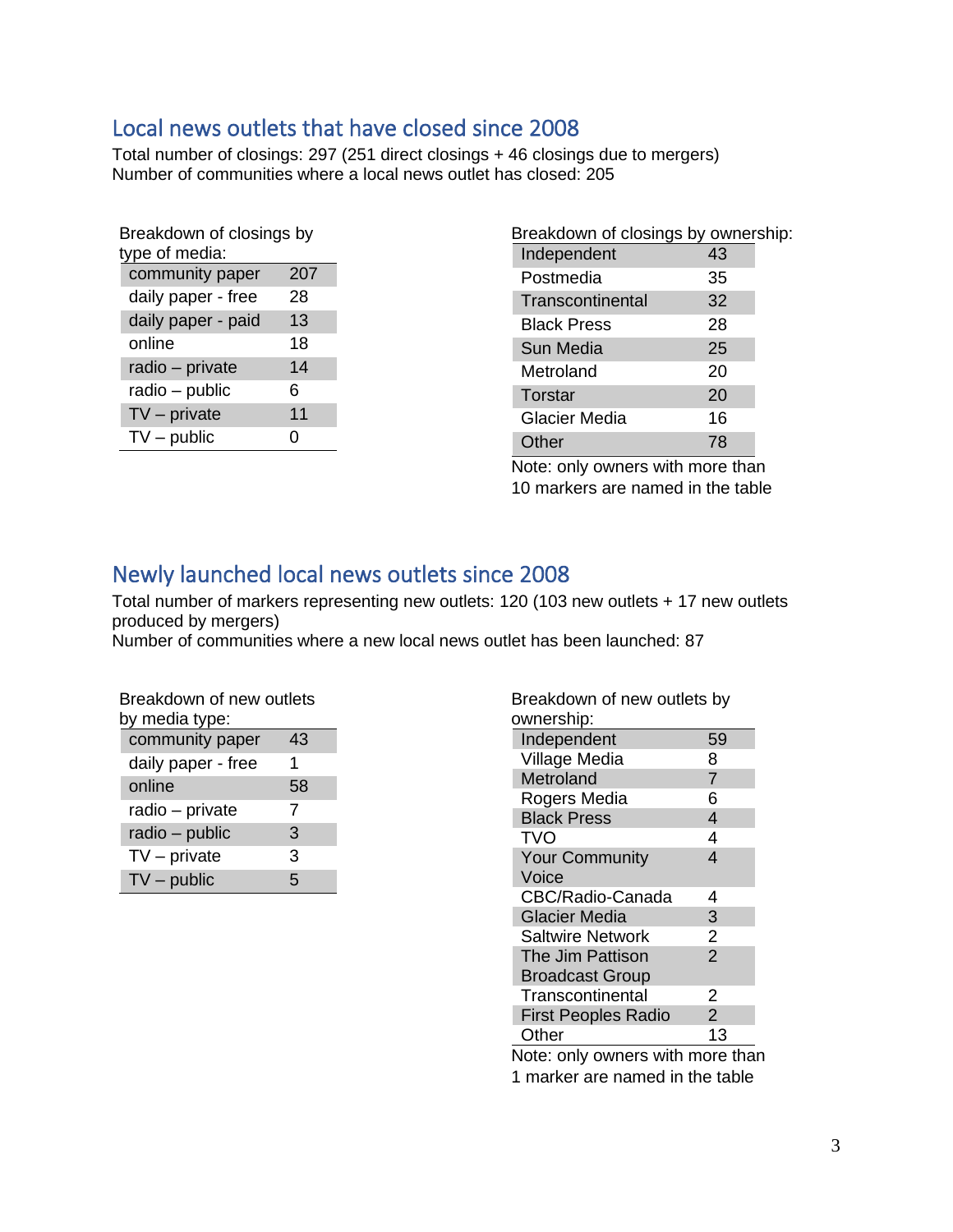## Local news outlets that have closed since 2008

Total number of closings: 297 (251 direct closings + 46 closings due to mergers)
Number of communities where a local news outlet has closed: 205

Breakdown of closings by type of media:

| | |
|---|---|
| community paper | 207 |
| daily paper - free | 28 |
| daily paper - paid | 13 |
| online | 18 |
| radio – private | 14 |
| radio – public | 6 |
| TV – private | 11 |
| TV – public | 0 |

Breakdown of closings by ownership:

| | |
|---|---|
| Independent | 43 |
| Postmedia | 35 |
| Transcontinental | 32 |
| Black Press | 28 |
| Sun Media | 25 |
| Metroland | 20 |
| Torstar | 20 |
| Glacier Media | 16 |
| Other | 78 |

Note: only owners with more than 10 markers are named in the table

## Newly launched local news outlets since 2008

Total number of markers representing new outlets: 120 (103 new outlets + 17 new outlets produced by mergers)
Number of communities where a new local news outlet has been launched: 87

Breakdown of new outlets by media type:

| | |
|---|---|
| community paper | 43 |
| daily paper - free | 1 |
| online | 58 |
| radio – private | 7 |
| radio – public | 3 |
| TV – private | 3 |
| TV – public | 5 |

Breakdown of new outlets by ownership:

| | |
|---|---|
| Independent | 59 |
| Village Media | 8 |
| Metroland | 7 |
| Rogers Media | 6 |
| Black Press | 4 |
| TVO | 4 |
| Your Community Voice | 4 |
| CBC/Radio-Canada | 4 |
| Glacier Media | 3 |
| Saltwire Network | 2 |
| The Jim Pattison Broadcast Group | 2 |
| Transcontinental | 2 |
| First Peoples Radio | 2 |
| Other | 13 |

Note: only owners with more than 1 marker are named in the table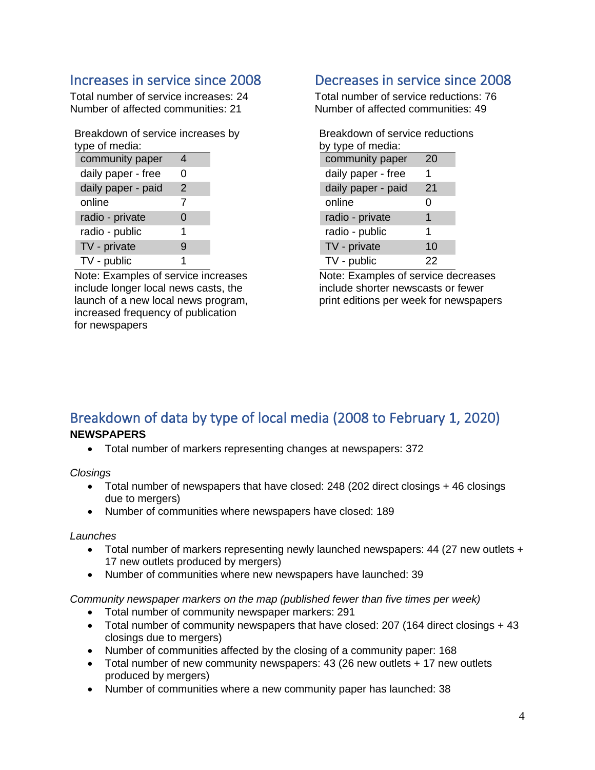## Increases in service since 2008

Total number of service increases: 24
Number of affected communities: 21

Breakdown of service increases by type of media:

| | |
|---|---|
| community paper | 4 |
| daily paper - free | 0 |
| daily paper - paid | 2 |
| online | 7 |
| radio - private | 0 |
| radio - public | 1 |
| TV - private | 9 |
| TV - public | 1 |

Note: Examples of service increases include longer local news casts, the launch of a new local news program, increased frequency of publication for newspapers

## Decreases in service since 2008

Total number of service reductions: 76
Number of affected communities: 49

Breakdown of service reductions by type of media:

| | |
|---|---|
| community paper | 20 |
| daily paper - free | 1 |
| daily paper - paid | 21 |
| online | 0 |
| radio - private | 1 |
| radio - public | 1 |
| TV - private | 10 |
| TV - public | 22 |

Note: Examples of service decreases include shorter newscasts or fewer print editions per week for newspapers

## Breakdown of data by type of local media (2008 to February 1, 2020)

**NEWSPAPERS**

- Total number of markers representing changes at newspapers: 372

*Closings*

- Total number of newspapers that have closed: 248 (202 direct closings + 46 closings due to mergers)
- Number of communities where newspapers have closed: 189

*Launches*

- Total number of markers representing newly launched newspapers: 44 (27 new outlets + 17 new outlets produced by mergers)
- Number of communities where new newspapers have launched: 39

*Community newspaper markers on the map (published fewer than five times per week)*

- Total number of community newspaper markers: 291
- Total number of community newspapers that have closed: 207 (164 direct closings + 43 closings due to mergers)
- Number of communities affected by the closing of a community paper: 168
- Total number of new community newspapers: 43 (26 new outlets + 17 new outlets produced by mergers)
- Number of communities where a new community paper has launched: 38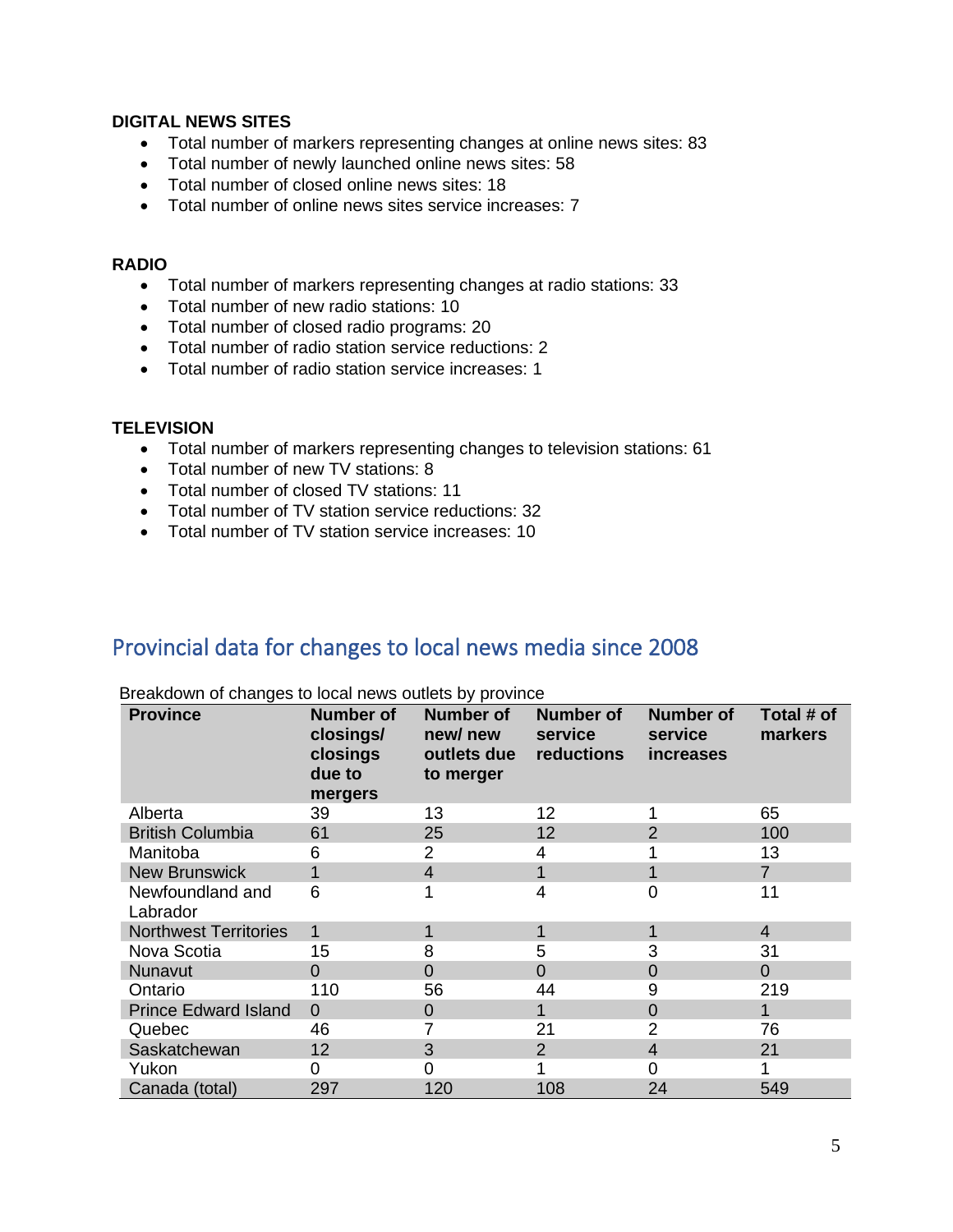**DIGITAL NEWS SITES**

- Total number of markers representing changes at online news sites: 83
- Total number of newly launched online news sites: 58
- Total number of closed online news sites: 18
- Total number of online news sites service increases: 7

**RADIO**

- Total number of markers representing changes at radio stations: 33
- Total number of new radio stations: 10
- Total number of closed radio programs: 20
- Total number of radio station service reductions: 2
- Total number of radio station service increases: 1

**TELEVISION**

- Total number of markers representing changes to television stations: 61
- Total number of new TV stations: 8
- Total number of closed TV stations: 11
- Total number of TV station service reductions: 32
- Total number of TV station service increases: 10

## Provincial data for changes to local news media since 2008

Breakdown of changes to local news outlets by province

| Province | Number of closings/ closings due to mergers | Number of new/ new outlets due to merger | Number of service reductions | Number of service increases | Total # of markers |
|---|---|---|---|---|---|
| Alberta | 39 | 13 | 12 | 1 | 65 |
| British Columbia | 61 | 25 | 12 | 2 | 100 |
| Manitoba | 6 | 2 | 4 | 1 | 13 |
| New Brunswick | 1 | 4 | 1 | 1 | 7 |
| Newfoundland and Labrador | 6 | 1 | 4 | 0 | 11 |
| Northwest Territories | 1 | 1 | 1 | 1 | 4 |
| Nova Scotia | 15 | 8 | 5 | 3 | 31 |
| Nunavut | 0 | 0 | 0 | 0 | 0 |
| Ontario | 110 | 56 | 44 | 9 | 219 |
| Prince Edward Island | 0 | 0 | 1 | 0 | 1 |
| Quebec | 46 | 7 | 21 | 2 | 76 |
| Saskatchewan | 12 | 3 | 2 | 4 | 21 |
| Yukon | 0 | 0 | 1 | 0 | 1 |
| Canada (total) | 297 | 120 | 108 | 24 | 549 |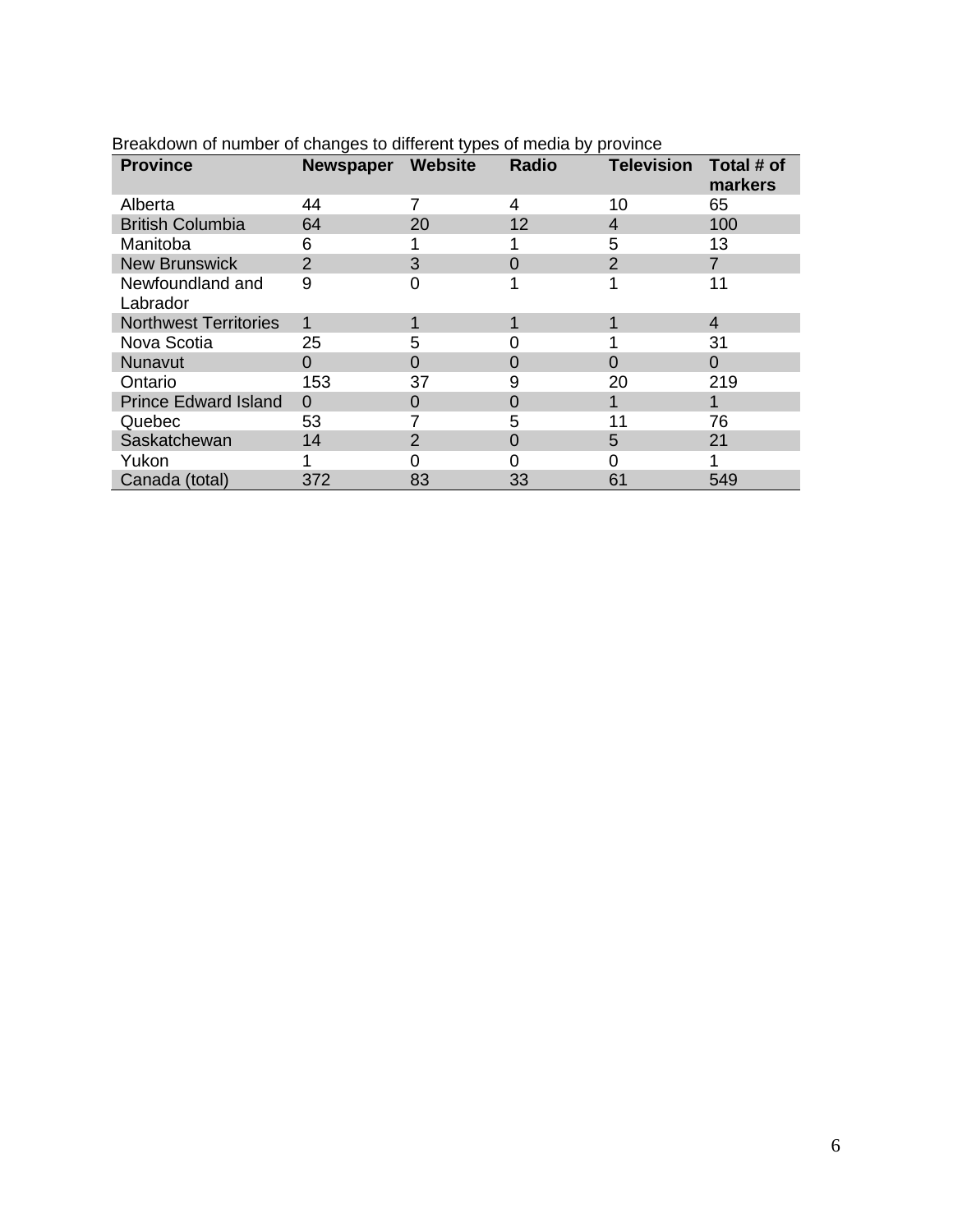Breakdown of number of changes to different types of media by province

| Province | Newspaper | Website | Radio | Television | Total # of markers |
|---|---|---|---|---|---|
| Alberta | 44 | 7 | 4 | 10 | 65 |
| British Columbia | 64 | 20 | 12 | 4 | 100 |
| Manitoba | 6 | 1 | 1 | 5 | 13 |
| New Brunswick | 2 | 3 | 0 | 2 | 7 |
| Newfoundland and Labrador | 9 | 0 | 1 | 1 | 11 |
| Northwest Territories | 1 | 1 | 1 | 1 | 4 |
| Nova Scotia | 25 | 5 | 0 | 1 | 31 |
| Nunavut | 0 | 0 | 0 | 0 | 0 |
| Ontario | 153 | 37 | 9 | 20 | 219 |
| Prince Edward Island | 0 | 0 | 0 | 1 | 1 |
| Quebec | 53 | 7 | 5 | 11 | 76 |
| Saskatchewan | 14 | 2 | 0 | 5 | 21 |
| Yukon | 1 | 0 | 0 | 0 | 1 |
| Canada (total) | 372 | 83 | 33 | 61 | 549 |